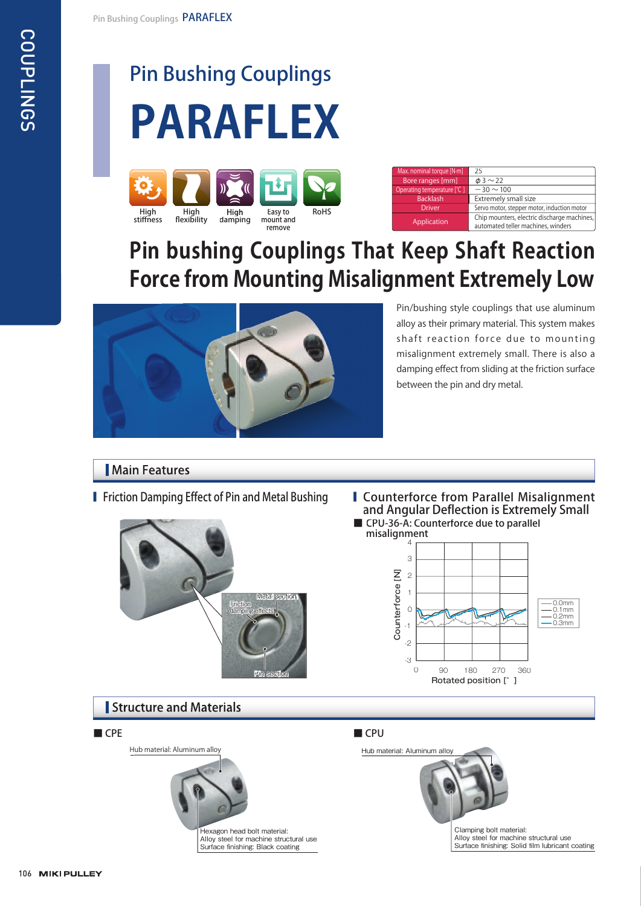# Pin Bushing Couplings

# PARAFLEX

High stiffness | High flexibility | High damping | Easy to mount and remove | RoHS

| | |
|---|---|
| Max. nominal torque [N·m] | 25 |
| Bore ranges [mm] | $\phi$3～22 |
| Operating temperature [℃] | −30～100 |
| Backlash | Extremely small size |
| Driver | Servo motor, stepper motor, induction motor |
| Application | Chip mounters, electric discharge machines, automated teller machines, winders |

## Pin bushing Couplings That Keep Shaft Reaction Force from Mounting Misalignment Extremely Low

Pin/bushing style couplings that use aluminum alloy as their primary material. This system makes shaft reaction force due to mounting misalignment extremely small. There is also a damping effect from sliding at the friction surface between the pin and dry metal.

## Main Features

### Friction Damping Effect of Pin and Metal Bushing

Metal section

Friction damping effects

Pin section

### Counterforce from Parallel Misalignment and Angular Deflection is Extremely Small

■ CPU-36-A: Counterforce due to parallel misalignment

Counterforce [N]

Rotated position [° ]

—0.0mm
—0.1mm
—0.2mm
—0.3mm

## Structure and Materials

■ CPE

Hub material: Aluminum alloy

Hexagon head bolt material:
Alloy steel for machine structural use
Surface finishing: Black coating

■ CPU

Hub material: Aluminum alloy

Clamping bolt material:
Alloy steel for machine structural use
Surface finishing: Solid film lubricant coating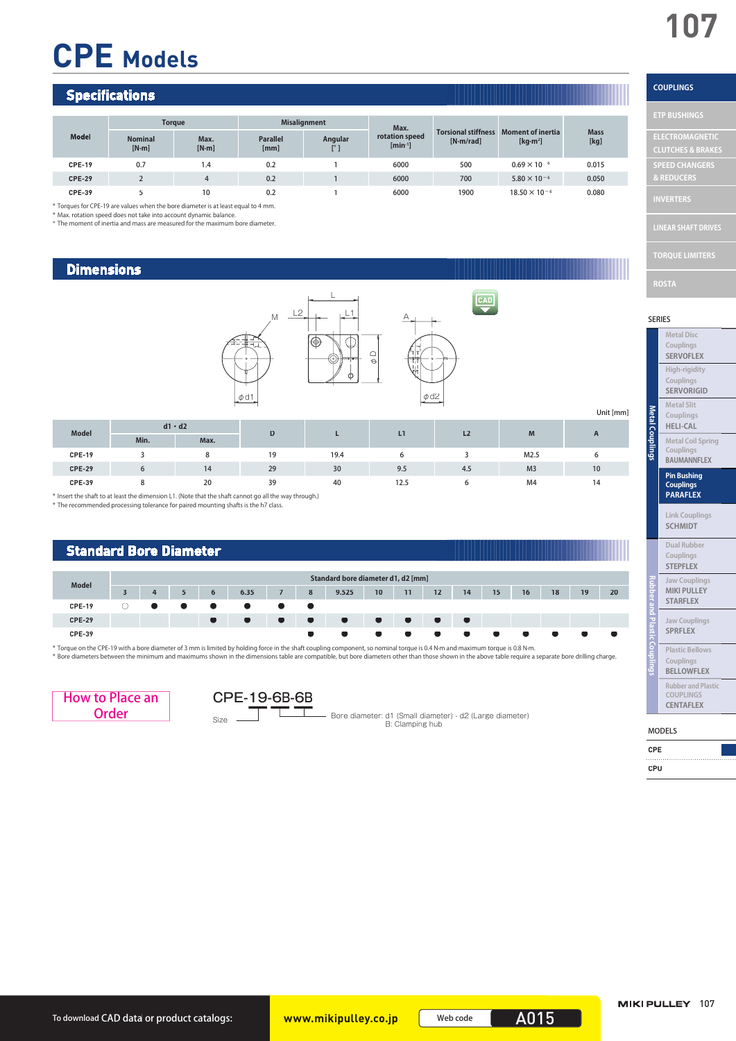# CPE Models

## Specifications

| Model | Torque | | Misalignment | | Max. rotation speed [min⁻¹] | Torsional stiffness [N·m/rad] | Moment of inertia [kg·m²] | Mass [kg] |
|---|---|---|---|---|---|---|---|---|
| | Nominal [N·m] | Max. [N·m] | Parallel [mm] | Angular [°] | | | | |
| CPE-19 | 0.7 | 1.4 | 0.2 | 1 | 6000 | 500 | $0.69 \times 10^{-6}$ | 0.015 |
| CPE-29 | 2 | 4 | 0.2 | 1 | 6000 | 700 | $5.80 \times 10^{-6}$ | 0.050 |
| CPE-39 | 5 | 10 | 0.2 | 1 | 6000 | 1900 | $18.50 \times 10^{-6}$ | 0.080 |

\* Torques for CPE-19 are values when the bore diameter is at least equal to 4 mm.
\* Max. rotation speed does not take into account dynamic balance.
\* The moment of inertia and mass are measured for the maximum bore diameter.

## Dimensions

Unit [mm]

| Model | d1 · d2 | | D | L | L1 | L2 | M | A |
|---|---|---|---|---|---|---|---|---|
| | Min. | Max. | | | | | | |
| CPE-19 | 3 | 8 | 19 | 19.4 | 6 | 3 | M2.5 | 6 |
| CPE-29 | 6 | 14 | 29 | 30 | 9.5 | 4.5 | M3 | 10 |
| CPE-39 | 8 | 20 | 39 | 40 | 12.5 | 6 | M4 | 14 |

\* Insert the shaft to at least the dimension L1. (Note that the shaft cannot go all the way through.)
\* The recommended processing tolerance for paired mounting shafts is the h7 class.

## Standard Bore Diameter

| Model | 3 | 4 | 5 | 6 | 6.35 | 7 | 8 | 9.525 | 10 | 11 | 12 | 14 | 15 | 16 | 18 | 19 | 20 |
|---|---|---|---|---|---|---|---|---|---|---|---|---|---|---|---|---|---|
| CPE-19 | ○ | ● | ● | ● | ● | ● | ● | | | | | | | | | | |
| CPE-29 | | | | ● | ● | ● | ● | ● | ● | ● | ● | ● | | | | | |
| CPE-39 | | | | | | | ● | ● | ● | ● | ● | ● | ● | ● | ● | ● | ● |

Standard bore diameter d1, d2 [mm]

\* Torque on the CPE-19 with a bore diameter of 3 mm is limited by holding force in the shaft coupling component, so nominal torque is 0.4 N·m and maximum torque is 0.8 N·m.
\* Bore diameters between the minimum and maximums shown in the dimensions table are compatible, but bore diameters other than those shown in the above table require a separate bore drilling charge.

## How to Place an Order

CPE-19-6B-6B

- Size
- Bore diameter: d1 (Small diameter) - d2 (Large diameter)
- B: Clamping hub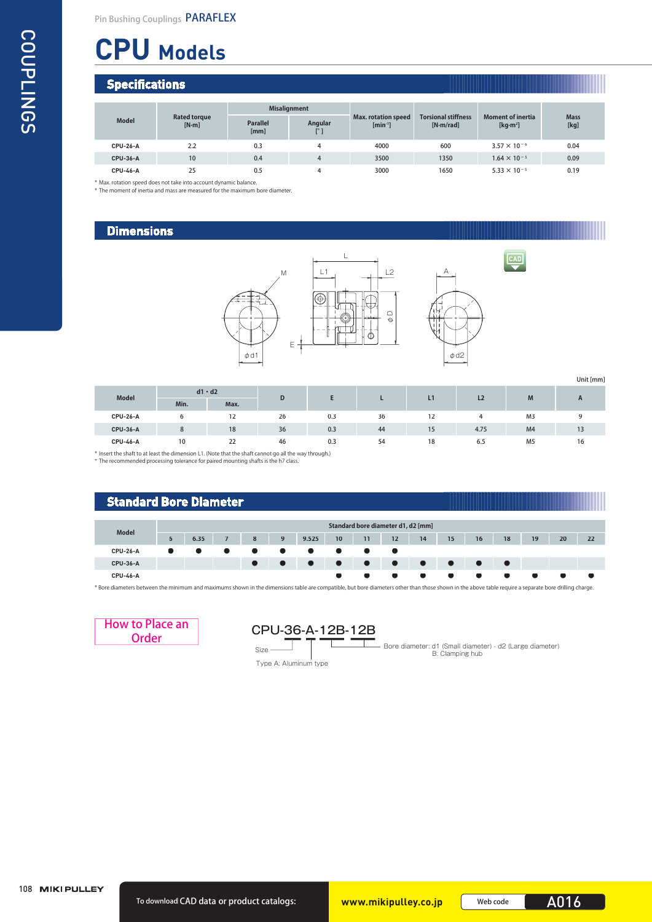Pin Bushing Couplings PARAFLEX

# CPU Models

## Specifications

| Model | Rated torque [N·m] | Misalignment | | Max. rotation speed [min⁻¹] | Torsional stiffness [N·m/rad] | Moment of inertia [kg·m²] | Mass [kg] |
|---|---|---|---|---|---|---|---|
| | | Parallel [mm] | Angular [°] | | | | |
| CPU-26-A | 2.2 | 0.3 | 4 | 4000 | 600 | $3.57 \times 10^{-6}$ | 0.04 |
| CPU-36-A | 10 | 0.4 | 4 | 3500 | 1350 | $1.64 \times 10^{-5}$ | 0.09 |
| CPU-46-A | 25 | 0.5 | 4 | 3000 | 1650 | $5.33 \times 10^{-5}$ | 0.19 |

* Max. rotation speed does not take into account dynamic balance.
* The moment of inertia and mass are measured for the maximum bore diameter.

## Dimensions

Unit [mm]

| Model | d1・d2 | | D | E | L | L1 | L2 | M | A |
|---|---|---|---|---|---|---|---|---|---|
| | Min. | Max. | | | | | | | |
| CPU-26-A | 6 | 12 | 26 | 0.3 | 36 | 12 | 4 | M3 | 9 |
| CPU-36-A | 8 | 18 | 36 | 0.3 | 44 | 15 | 4.75 | M4 | 13 |
| CPU-46-A | 10 | 22 | 46 | 0.3 | 54 | 18 | 6.5 | M5 | 16 |

* Insert the shaft to at least the dimension L1. (Note that the shaft cannot go all the way through.)
* The recommended processing tolerance for paired mounting shafts is the h7 class.

## Standard Bore Diameter

| Model | Standard bore diameter d1, d2 [mm] | | | | | | | | | | | | | | | |
|---|---|---|---|---|---|---|---|---|---|---|---|---|---|---|---|---|
| | 6 | 6.35 | 7 | 8 | 9 | 9.525 | 10 | 11 | 12 | 14 | 15 | 16 | 18 | 19 | 20 | 22 |
| CPU-26-A | ● | ● | ● | ● | ● | ● | ● | ● | ● | | | | | | | |
| CPU-36-A | | | | ● | ● | ● | ● | ● | ● | ● | ● | ● | ● | | | |
| CPU-46-A | | | | | | | ● | ● | ● | ● | ● | ● | ● | ● | ● | ● |

* Bore diameters between the minimum and maximums shown in the dimensions table are compatible, but bore diameters other than those shown in the above table require a separate bore drilling charge.

## How to Place an Order

CPU-36-A-12B-12B

- Size
- Type A: Aluminum type
- Bore diameter: d1 (Small diameter) - d2 (Large diameter)
  B: Clamping hub

To download CAD data or product catalogs: www.mikipulley.co.jp Web code A016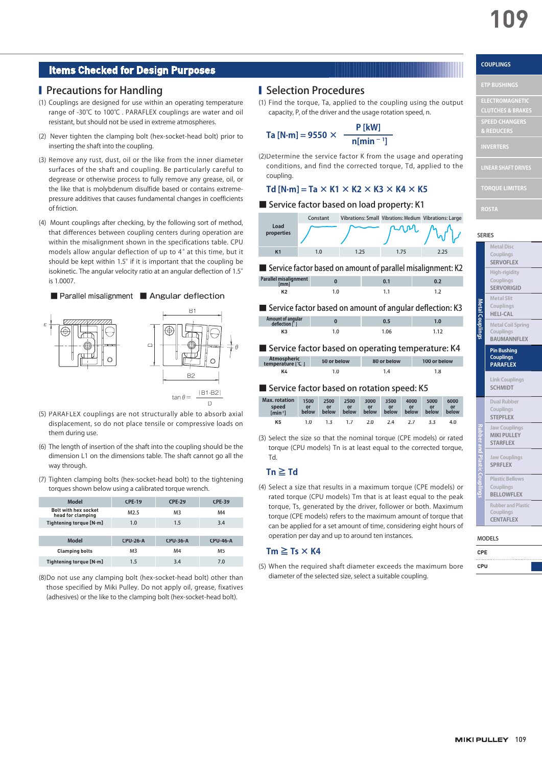# Items Checked for Design Purposes

## Precautions for Handling

(1) Couplings are designed for use within an operating temperature range of -30℃ to 100℃ . PARAFLEX couplings are water and oil resistant, but should not be used in extreme atmospheres.

(2) Never tighten the clamping bolt (hex-socket-head bolt) prior to inserting the shaft into the coupling.

(3) Remove any rust, dust, oil or the like from the inner diameter surfaces of the shaft and coupling. Be particularly careful to degrease or otherwise process to fully remove any grease, oil, or the like that is molybdenum disulfide based or contains extreme-pressure additives that causes fundamental changes in coefficients of friction.

(4) Mount couplings after checking, by the following sort of method, that differences between coupling centers during operation are within the misalignment shown in the specifications table. CPU models allow angular deflection of up to 4° at this time, but it should be kept within 1.5° if it is important that the coupling be isokinetic. The angular velocity ratio at an angular deflection of 1.5° is 1.0007.

■ Parallel misalignment ■ Angular deflection

ε

B1

D

θ

B2

$$\tan\theta = \frac{|B1-B2|}{D}$$

(5) PARAFLEX couplings are not structurally able to absorb axial displacement, so do not place tensile or compressive loads on them during use.

(6) The length of insertion of the shaft into the coupling should be the dimension L1 on the dimensions table. The shaft cannot go all the way through.

(7) Tighten clamping bolts (hex-socket-head bolt) to the tightening torques shown below using a calibrated torque wrench.

| Model | CPE-19 | CPE-29 | CPE-39 |
|---|---|---|---|
| Bolt with hex socket head for clamping | M2.5 | M3 | M4 |
| Tightening torque [N·m] | 1.0 | 1.5 | 3.4 |

| Model | CPU-26-A | CPU-36-A | CPU-46-A |
|---|---|---|---|
| Clamping bolts | M3 | M4 | M5 |
| Tightening torque [N·m] | 1.5 | 3.4 | 7.0 |

(8) Do not use any clamping bolt (hex-socket-head bolt) other than those specified by Miki Pulley. Do not apply oil, grease, fixatives (adhesives) or the like to the clamping bolt (hex-socket-head bolt).

## Selection Procedures

(1) Find the torque, Ta, applied to the coupling using the output capacity, P, of the driver and the usage rotation speed, n.

$$Ta\,[N\cdot m] = 9550 \times \frac{P\,[kW]}{n\,[min^{-1}]}$$

(2) Determine the service factor K from the usage and operating conditions, and find the corrected torque, Td, applied to the coupling.

$$Td\,[N\cdot m] = Ta \times K1 \times K2 \times K3 \times K4 \times K5$$

### ■ Service factor based on load property: K1

| Load properties | Constant | Vibrations: Small | Vibrations: Medium | Vibrations: Large |
|---|---|---|---|---|
| K1 | 1.0 | 1.25 | 1.75 | 2.25 |

### ■ Service factor based on amount of parallel misalignment: K2

| Parallel misalignment [mm] | 0 | 0.1 | 0.2 |
|---|---|---|---|
| K2 | 1.0 | 1.1 | 1.2 |

### ■ Service factor based on amount of angular deflection: K3

| Amount of angular deflection [°] | 0 | 0.5 | 1.0 |
|---|---|---|---|
| K3 | 1.0 | 1.06 | 1.12 |

### ■ Service factor based on operating temperature: K4

| Atmospheric temperature [℃] | 50 or below | 80 or below | 100 or below |
|---|---|---|---|
| K4 | 1.0 | 1.4 | 1.8 |

### ■ Service factor based on rotation speed: K5

| Max. rotation speed [min⁻¹] | 1500 or below | 2500 or below | 2500 or below | 3000 or below | 3500 or below | 4000 or below | 5000 or below | 6000 or below |
|---|---|---|---|---|---|---|---|---|
| K5 | 1.0 | 1.3 | 1.7 | 2.0 | 2.4 | 2.7 | 3.3 | 4.0 |

(3) Select the size so that the nominal torque (CPE models) or rated torque (CPU models) Tn is at least equal to the corrected torque, Td.

$$Tn \geqq Td$$

(4) Select a size that results in a maximum torque (CPE models) or rated torque (CPU models) Tm that is at least equal to the peak torque, Ts, generated by the driver, follower or both. Maximum torque (CPE models) refers to the maximum amount of torque that can be applied for a set amount of time, considering eight hours of operation per day and up to around ten instances.

$$Tm \geqq Ts \times K4$$

(5) When the required shaft diameter exceeds the maximum bore diameter of the selected size, select a suitable coupling.